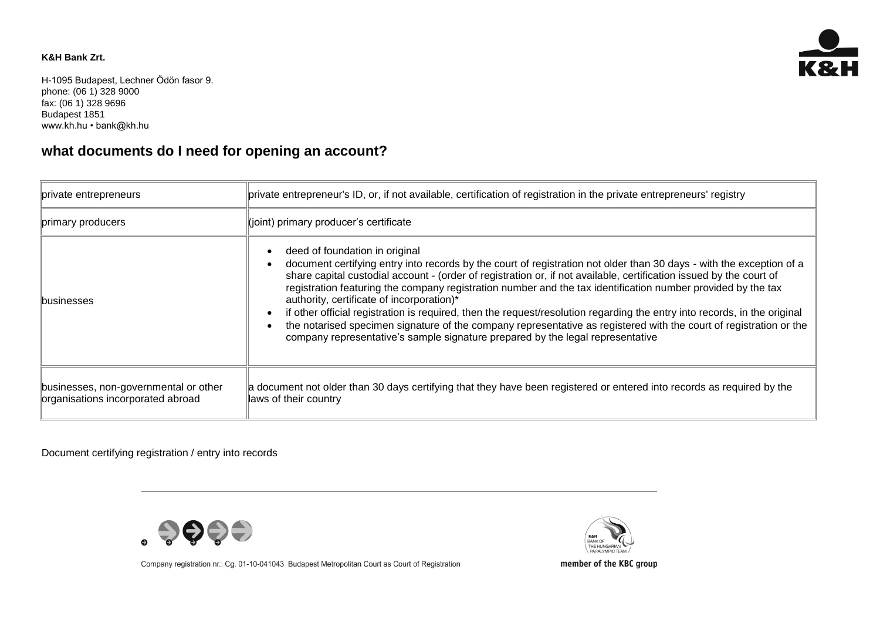**K&H Bank Zrt.**

H-1095 Budapest, Lechner Ödön fasor 9.
phone: (06 1) 328 9000
fax: (06 1) 328 9696
Budapest 1851
www.kh.hu • bank@kh.hu

## what documents do I need for opening an account?

| | |
|---|---|
| private entrepreneurs | private entrepreneur's ID, or, if not available, certification of registration in the private entrepreneurs' registry |
| primary producers | (joint) primary producer's certificate |
| businesses | • deed of foundation in original<br>• document certifying entry into records by the court of registration not older than 30 days - with the exception of a share capital custodial account - (order of registration or, if not available, certification issued by the court of registration featuring the company registration number and the tax identification number provided by the tax authority, certificate of incorporation)*<br>• if other official registration is required, then the request/resolution regarding the entry into records, in the original<br>• the notarised specimen signature of the company representative as registered with the court of registration or the company representative's sample signature prepared by the legal representative |
| businesses, non-governmental or other organisations incorporated abroad | a document not older than 30 days certifying that they have been registered or entered into records as required by the laws of their country |

Document certifying registration / entry into records

Company registration nr.: Cg. 01-10-041043 Budapest Metropolitan Court as Court of Registration

member of the KBC group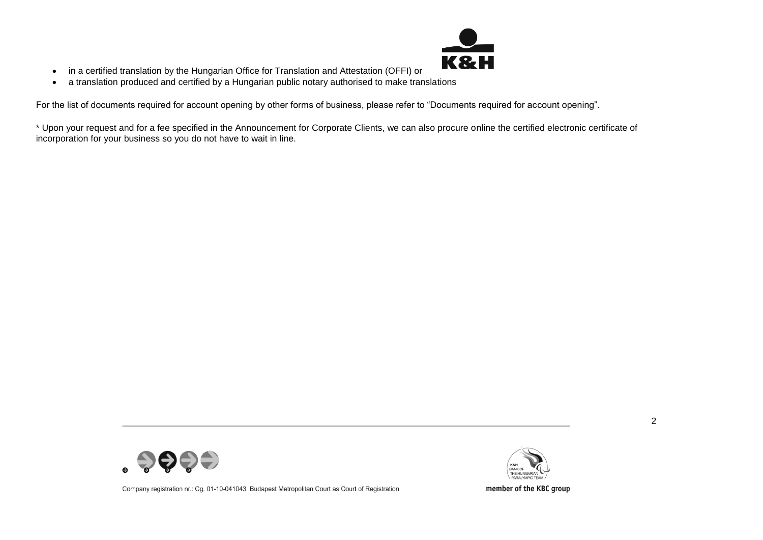- in a certified translation by the Hungarian Office for Translation and Attestation (OFFI) or
- a translation produced and certified by a Hungarian public notary authorised to make translations

For the list of documents required for account opening by other forms of business, please refer to “Documents required for account opening”.

* Upon your request and for a fee specified in the Announcement for Corporate Clients, we can also procure online the certified electronic certificate of incorporation for your business so you do not have to wait in line.